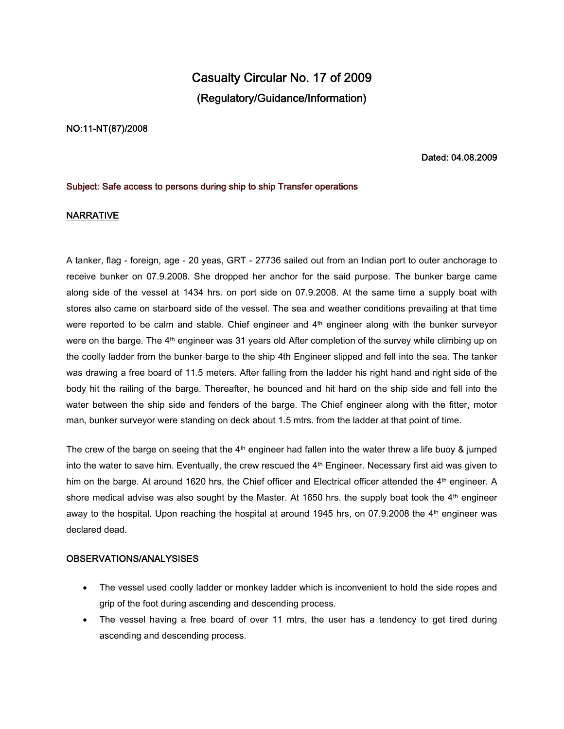# Casualty Circular No. 17 of 2009

## (Regulatory/Guidance/Information)

**NO:11-NT(87)/2008**

**Dated: 04.08.2009**

Subject: Safe access to persons during ship to ship Transfer operations

## NARRATIVE

A tanker, flag - foreign, age - 20 yeas, GRT - 27736 sailed out from an Indian port to outer anchorage to receive bunker on 07.9.2008. She dropped her anchor for the said purpose. The bunker barge came along side of the vessel at 1434 hrs. on port side on 07.9.2008. At the same time a supply boat with stores also came on starboard side of the vessel. The sea and weather conditions prevailing at that time were reported to be calm and stable. Chief engineer and 4th engineer along with the bunker surveyor were on the barge. The 4th engineer was 31 years old After completion of the survey while climbing up on the coolly ladder from the bunker barge to the ship 4th Engineer slipped and fell into the sea. The tanker was drawing a free board of 11.5 meters. After falling from the ladder his right hand and right side of the body hit the railing of the barge. Thereafter, he bounced and hit hard on the ship side and fell into the water between the ship side and fenders of the barge. The Chief engineer along with the fitter, motor man, bunker surveyor were standing on deck about 1.5 mtrs. from the ladder at that point of time.

The crew of the barge on seeing that the 4th engineer had fallen into the water threw a life buoy & jumped into the water to save him. Eventually, the crew rescued the 4th Engineer. Necessary first aid was given to him on the barge. At around 1620 hrs, the Chief officer and Electrical officer attended the 4th engineer. A shore medical advise was also sought by the Master. At 1650 hrs. the supply boat took the 4th engineer away to the hospital. Upon reaching the hospital at around 1945 hrs, on 07.9.2008 the 4th engineer was declared dead.

## OBSERVATIONS/ANALYSISES

- The vessel used coolly ladder or monkey ladder which is inconvenient to hold the side ropes and grip of the foot during ascending and descending process.
- The vessel having a free board of over 11 mtrs, the user has a tendency to get tired during ascending and descending process.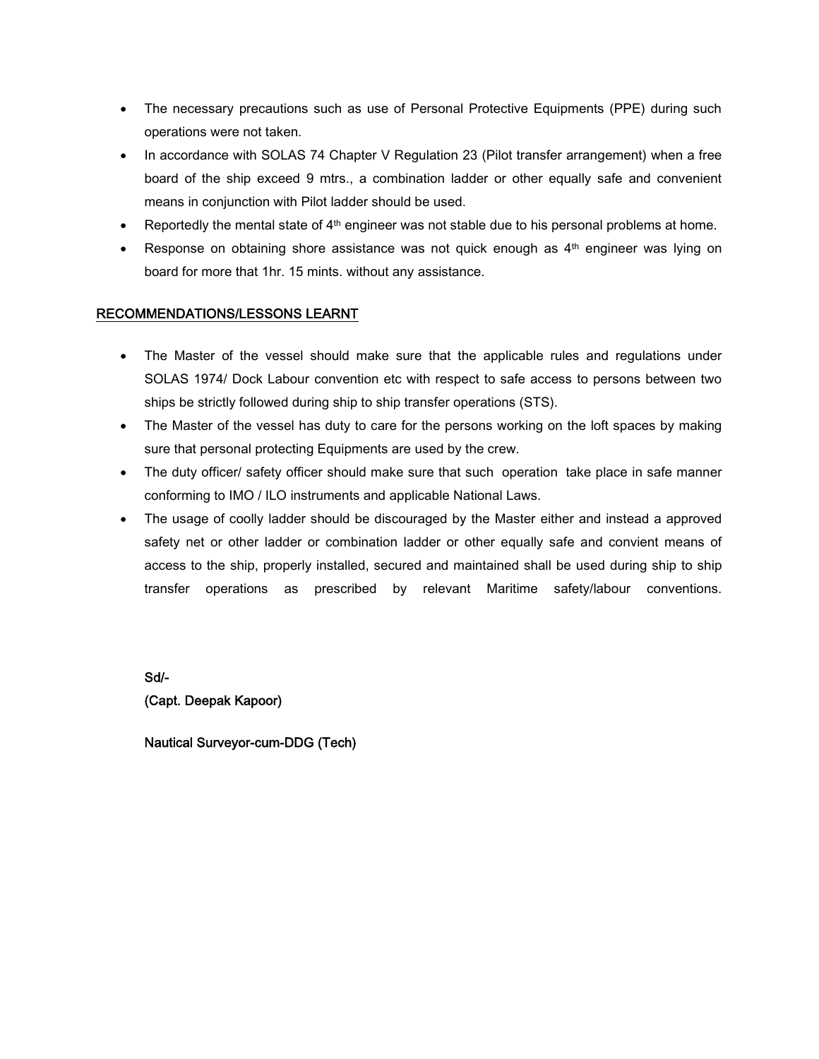- The necessary precautions such as use of Personal Protective Equipments (PPE) during such operations were not taken.
- In accordance with SOLAS 74 Chapter V Regulation 23 (Pilot transfer arrangement) when a free board of the ship exceed 9 mtrs., a combination ladder or other equally safe and convenient means in conjunction with Pilot ladder should be used.
- Reportedly the mental state of 4th engineer was not stable due to his personal problems at home.
- Response on obtaining shore assistance was not quick enough as 4th engineer was lying on board for more that 1hr. 15 mints. without any assistance.

## RECOMMENDATIONS/LESSONS LEARNT

- The Master of the vessel should make sure that the applicable rules and regulations under SOLAS 1974/ Dock Labour convention etc with respect to safe access to persons between two ships be strictly followed during ship to ship transfer operations (STS).
- The Master of the vessel has duty to care for the persons working on the loft spaces by making sure that personal protecting Equipments are used by the crew.
- The duty officer/ safety officer should make sure that such operation take place in safe manner conforming to IMO / ILO instruments and applicable National Laws.
- The usage of coolly ladder should be discouraged by the Master either and instead a approved safety net or other ladder or combination ladder or other equally safe and convient means of access to the ship, properly installed, secured and maintained shall be used during ship to ship transfer operations as prescribed by relevant Maritime safety/labour conventions.

Sd/-

(Capt. Deepak Kapoor)

Nautical Surveyor-cum-DDG (Tech)